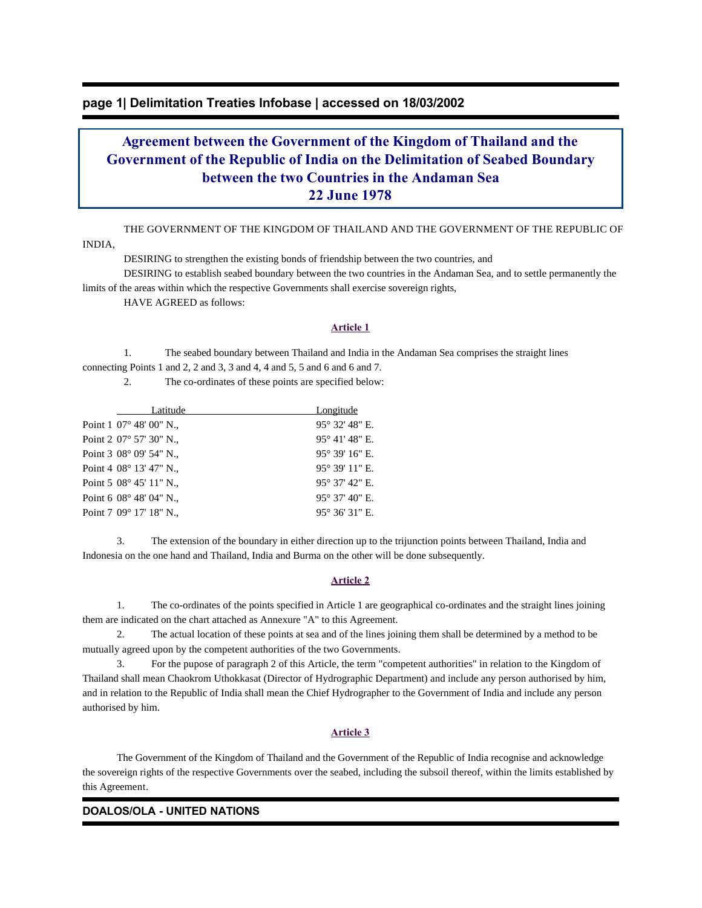# Agreement between the Government of the Kingdom of Thailand and the Government of the Republic of India on the Delimitation of Seabed Boundary between the two Countries in the Andaman Sea
## 22 June 1978

THE GOVERNMENT OF THE KINGDOM OF THAILAND AND THE GOVERNMENT OF THE REPUBLIC OF INDIA,

DESIRING to strengthen the existing bonds of friendship between the two countries, and

DESIRING to establish seabed boundary between the two countries in the Andaman Sea, and to settle permanently the limits of the areas within which the respective Governments shall exercise sovereign rights,

HAVE AGREED as follows:

### Article 1

1. The seabed boundary between Thailand and India in the Andaman Sea comprises the straight lines connecting Points 1 and 2, 2 and 3, 3 and 4, 4 and 5, 5 and 6 and 6 and 7.

2. The co-ordinates of these points are specified below:

| | Latitude | Longitude |
|---|---|---|
| Point 1 | 07° 48' 00" N., | 95° 32' 48" E. |
| Point 2 | 07° 57' 30" N., | 95° 41' 48" E. |
| Point 3 | 08° 09' 54" N., | 95° 39' 16" E. |
| Point 4 | 08° 13' 47" N., | 95° 39' 11" E. |
| Point 5 | 08° 45' 11" N., | 95° 37' 42" E. |
| Point 6 | 08° 48' 04" N., | 95° 37' 40" E. |
| Point 7 | 09° 17' 18" N., | 95° 36' 31" E. |

3. The extension of the boundary in either direction up to the trijunction points between Thailand, India and Indonesia on the one hand and Thailand, India and Burma on the other will be done subsequently.

### Article 2

1. The co-ordinates of the points specified in Article 1 are geographical co-ordinates and the straight lines joining them are indicated on the chart attached as Annexure "A" to this Agreement.

2. The actual location of these points at sea and of the lines joining them shall be determined by a method to be mutually agreed upon by the competent authorities of the two Governments.

3. For the pupose of paragraph 2 of this Article, the term "competent authorities" in relation to the Kingdom of Thailand shall mean Chaokrom Uthokkasat (Director of Hydrographic Department) and include any person authorised by him, and in relation to the Republic of India shall mean the Chief Hydrographer to the Government of India and include any person authorised by him.

### Article 3

The Government of the Kingdom of Thailand and the Government of the Republic of India recognise and acknowledge the sovereign rights of the respective Governments over the seabed, including the subsoil thereof, within the limits established by this Agreement.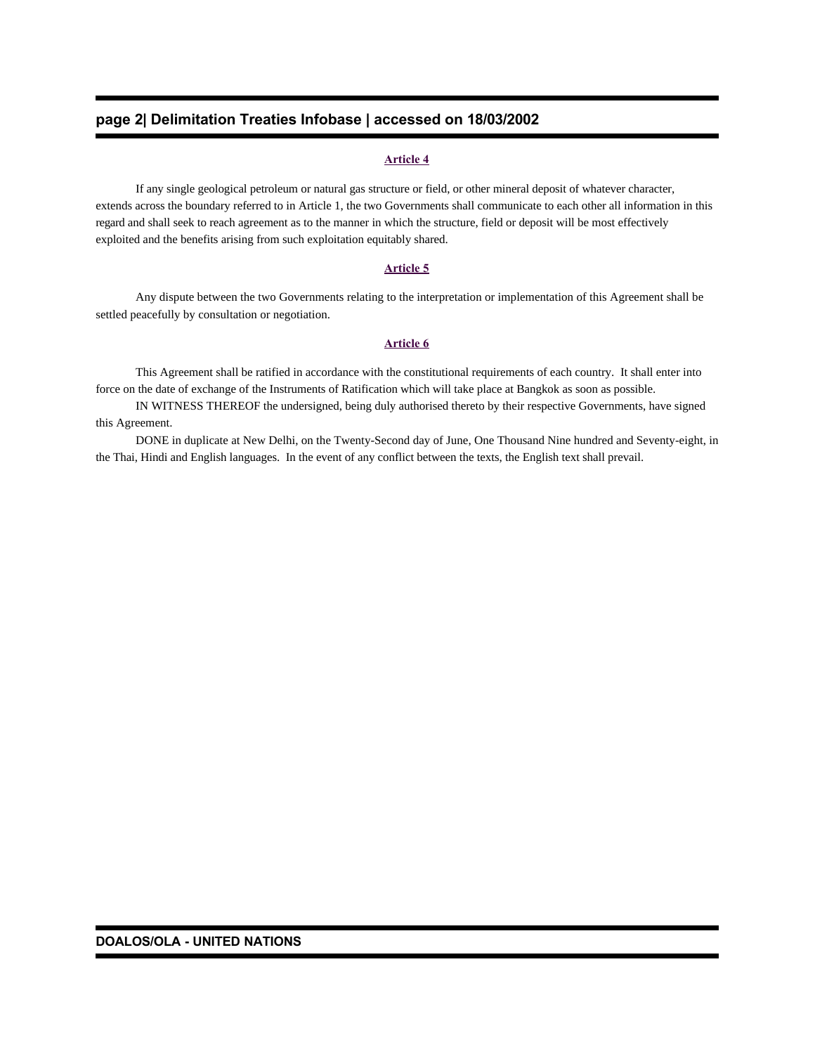### Article 4

If any single geological petroleum or natural gas structure or field, or other mineral deposit of whatever character, extends across the boundary referred to in Article 1, the two Governments shall communicate to each other all information in this regard and shall seek to reach agreement as to the manner in which the structure, field or deposit will be most effectively exploited and the benefits arising from such exploitation equitably shared.

### Article 5

Any dispute between the two Governments relating to the interpretation or implementation of this Agreement shall be settled peacefully by consultation or negotiation.

### Article 6

This Agreement shall be ratified in accordance with the constitutional requirements of each country. It shall enter into force on the date of exchange of the Instruments of Ratification which will take place at Bangkok as soon as possible.

IN WITNESS THEREOF the undersigned, being duly authorised thereto by their respective Governments, have signed this Agreement.

DONE in duplicate at New Delhi, on the Twenty-Second day of June, One Thousand Nine hundred and Seventy-eight, in the Thai, Hindi and English languages. In the event of any conflict between the texts, the English text shall prevail.